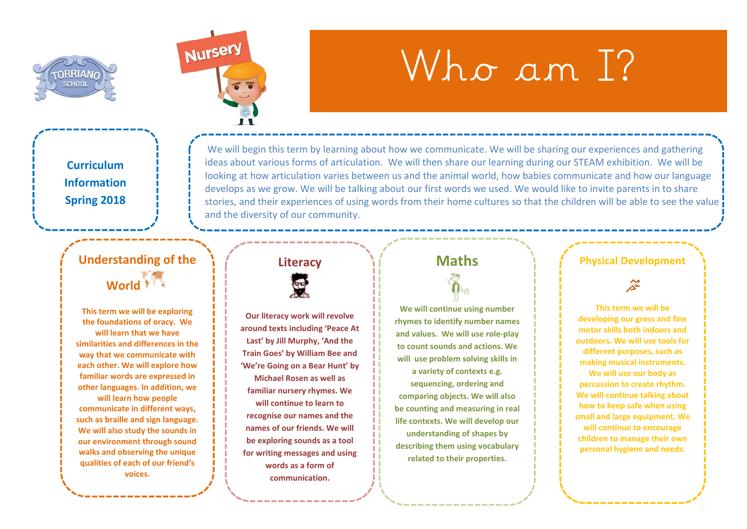TORRIANO SCHOOL

Nursery

# Who am I?

**Curriculum Information Spring 2018**

We will begin this term by learning about how we communicate. We will be sharing our experiences and gathering ideas about various forms of articulation. We will then share our learning during our STEAM exhibition. We will be looking at how articulation varies between us and the animal world, how babies communicate and how our language develops as we grow. We will be talking about our first words we used. We would like to invite parents in to share stories, and their experiences of using words from their home cultures so that the children will be able to see the value and the diversity of our community.

## Understanding of the World

**This term we will be exploring the foundations of oracy. We will learn that we have similarities and differences in the way that we communicate with each other. We will explore how familiar words are expressed in other languages. In addition, we will learn how people communicate in different ways, such as braille and sign language. We will also study the sounds in our environment through sound walks and observing the unique qualities of each of our friend's voices.**

## Literacy

**Our literacy work will revolve around texts including 'Peace At Last' by Jill Murphy, 'And the Train Goes' by William Bee and 'We're Going on a Bear Hunt' by Michael Rosen as well as familiar nursery rhymes. We will continue to learn to recognise our names and the names of our friends. We will be exploring sounds as a tool for writing messages and using words as a form of communication.**

## Maths

**We will continue using number rhymes to identify number names and values. We will use role-play to count sounds and actions. We will use problem solving skills in a variety of contexts e.g. sequencing, ordering and comparing objects. We will also be counting and measuring in real life contexts. We will develop our understanding of shapes by describing them using vocabulary related to their properties.**

## Physical Development

**This term we will be developing our gross and fine motor skills both indoors and outdoors. We will use tools for different purposes, such as making musical instruments. We will use our body as percussion to create rhythm. We will continue talking about how to keep safe when using small and large equipment. We will continue to encourage children to manage their own personal hygiene and needs.**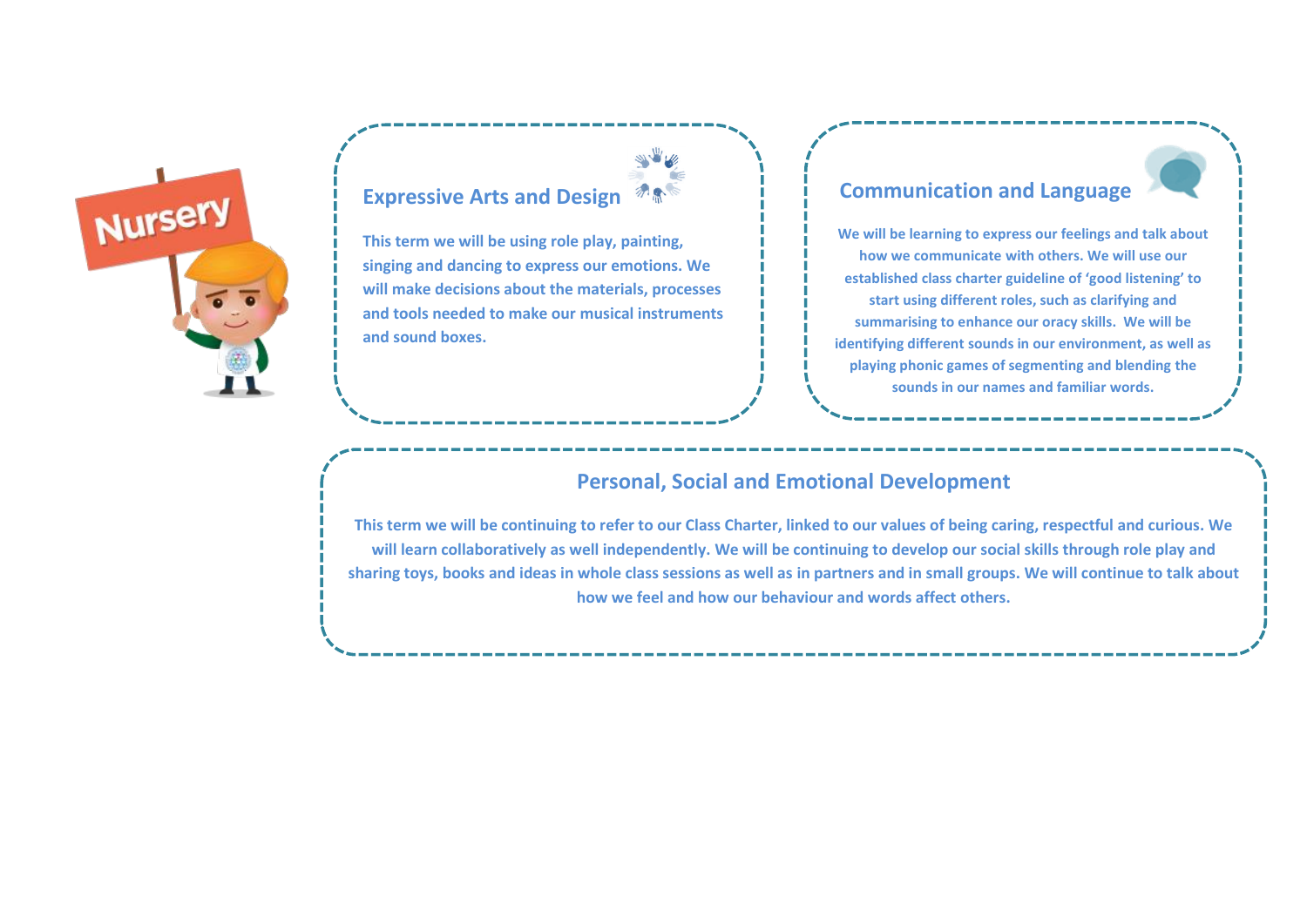Nursery

## Expressive Arts and Design

This term we will be using role play, painting, singing and dancing to express our emotions. We will make decisions about the materials, processes and tools needed to make our musical instruments and sound boxes.

## Communication and Language

We will be learning to express our feelings and talk about how we communicate with others. We will use our established class charter guideline of 'good listening' to start using different roles, such as clarifying and summarising to enhance our oracy skills. We will be identifying different sounds in our environment, as well as playing phonic games of segmenting and blending the sounds in our names and familiar words.

## Personal, Social and Emotional Development

This term we will be continuing to refer to our Class Charter, linked to our values of being caring, respectful and curious. We will learn collaboratively as well independently. We will be continuing to develop our social skills through role play and sharing toys, books and ideas in whole class sessions as well as in partners and in small groups. We will continue to talk about how we feel and how our behaviour and words affect others.